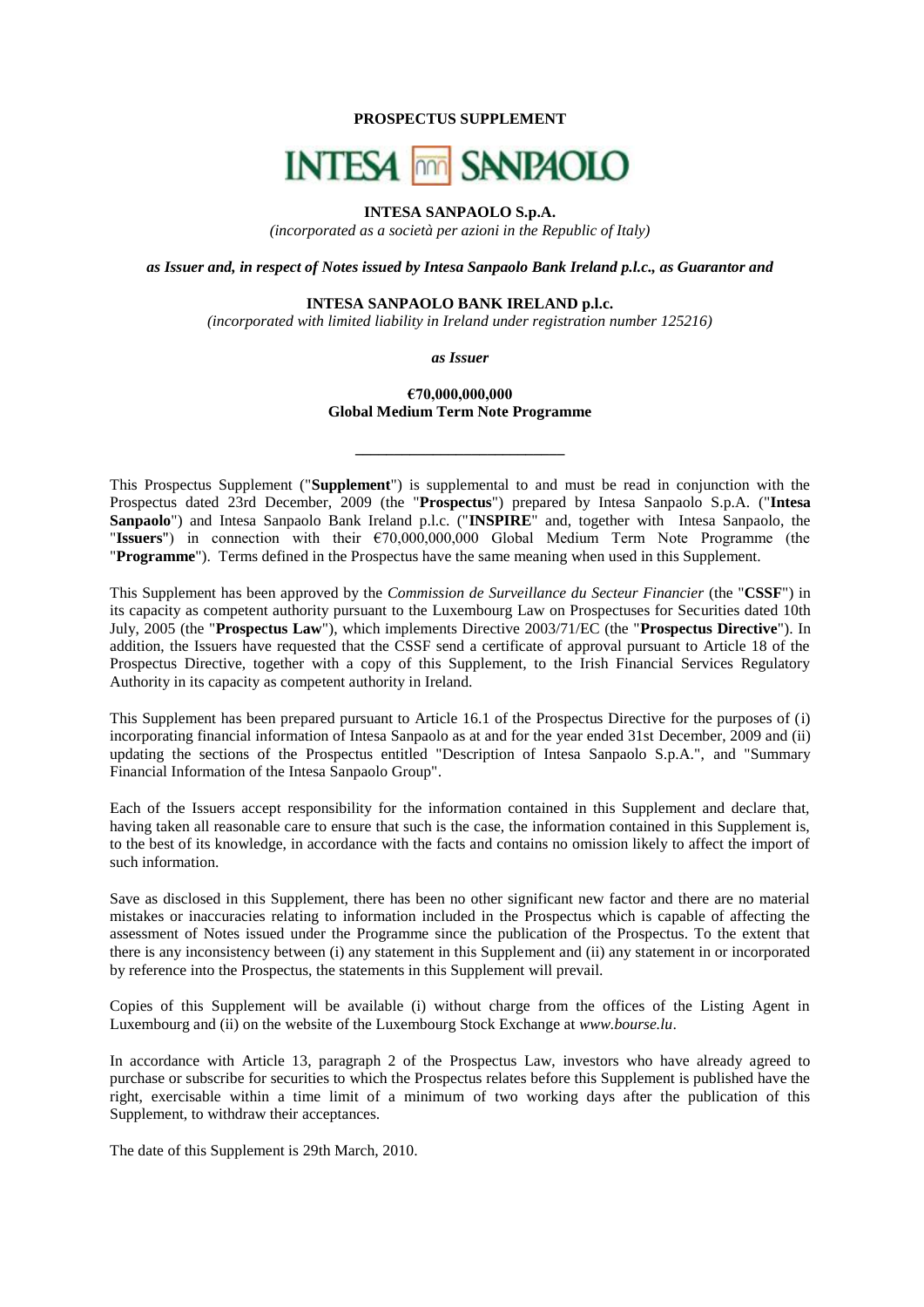**PROSPECTUS SUPPLEMENT**

INTESA SANPAOLO

**INTESA SANPAOLO S.p.A.**

*(incorporated as a società per azioni in the Republic of Italy)*

***as Issuer and, in respect of Notes issued by Intesa Sanpaolo Bank Ireland p.l.c., as Guarantor and***

**INTESA SANPAOLO BANK IRELAND p.l.c.**

*(incorporated with limited liability in Ireland under registration number 125216)*

***as Issuer***

**€70,000,000,000**
**Global Medium Term Note Programme**

---

This Prospectus Supplement ("**Supplement**") is supplemental to and must be read in conjunction with the Prospectus dated 23rd December, 2009 (the "**Prospectus**") prepared by Intesa Sanpaolo S.p.A. ("**Intesa Sanpaolo**") and Intesa Sanpaolo Bank Ireland p.l.c. ("**INSPIRE**" and, together with Intesa Sanpaolo, the "**Issuers**") in connection with their €70,000,000,000 Global Medium Term Note Programme (the "**Programme**"). Terms defined in the Prospectus have the same meaning when used in this Supplement.

This Supplement has been approved by the *Commission de Surveillance du Secteur Financier* (the "**CSSF**") in its capacity as competent authority pursuant to the Luxembourg Law on Prospectuses for Securities dated 10th July, 2005 (the "**Prospectus Law**"), which implements Directive 2003/71/EC (the "**Prospectus Directive**"). In addition, the Issuers have requested that the CSSF send a certificate of approval pursuant to Article 18 of the Prospectus Directive, together with a copy of this Supplement, to the Irish Financial Services Regulatory Authority in its capacity as competent authority in Ireland.

This Supplement has been prepared pursuant to Article 16.1 of the Prospectus Directive for the purposes of (i) incorporating financial information of Intesa Sanpaolo as at and for the year ended 31st December, 2009 and (ii) updating the sections of the Prospectus entitled "Description of Intesa Sanpaolo S.p.A.", and "Summary Financial Information of the Intesa Sanpaolo Group".

Each of the Issuers accept responsibility for the information contained in this Supplement and declare that, having taken all reasonable care to ensure that such is the case, the information contained in this Supplement is, to the best of its knowledge, in accordance with the facts and contains no omission likely to affect the import of such information.

Save as disclosed in this Supplement, there has been no other significant new factor and there are no material mistakes or inaccuracies relating to information included in the Prospectus which is capable of affecting the assessment of Notes issued under the Programme since the publication of the Prospectus. To the extent that there is any inconsistency between (i) any statement in this Supplement and (ii) any statement in or incorporated by reference into the Prospectus, the statements in this Supplement will prevail.

Copies of this Supplement will be available (i) without charge from the offices of the Listing Agent in Luxembourg and (ii) on the website of the Luxembourg Stock Exchange at *www.bourse.lu*.

In accordance with Article 13, paragraph 2 of the Prospectus Law, investors who have already agreed to purchase or subscribe for securities to which the Prospectus relates before this Supplement is published have the right, exercisable within a time limit of a minimum of two working days after the publication of this Supplement, to withdraw their acceptances.

The date of this Supplement is 29th March, 2010.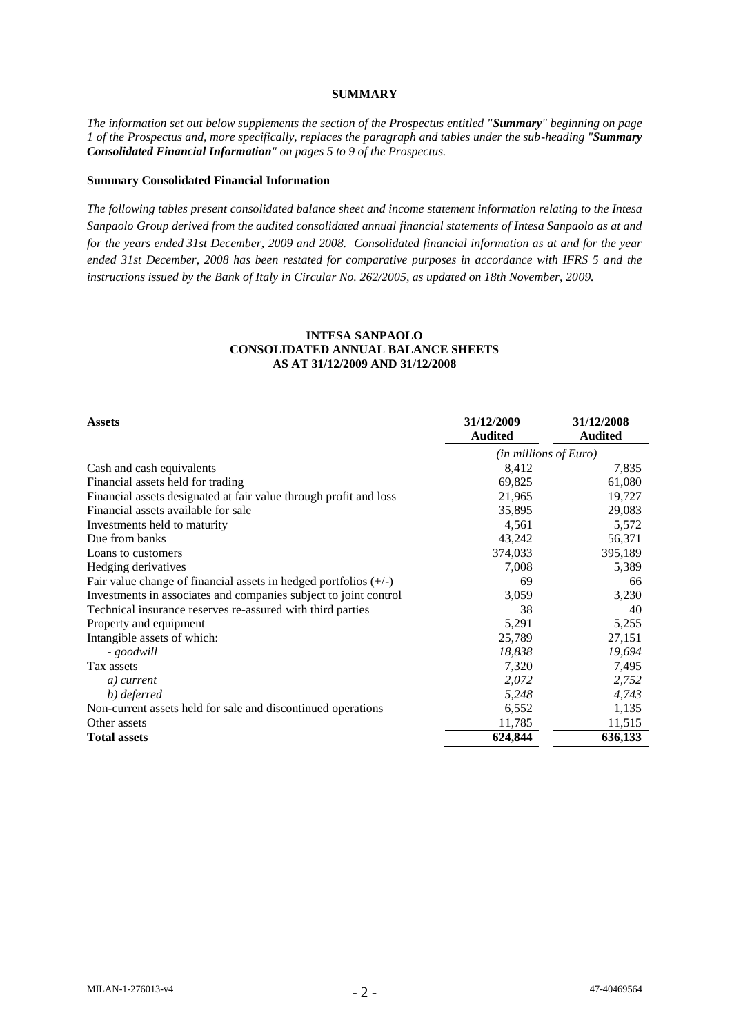## SUMMARY

*The information set out below supplements the section of the Prospectus entitled "**Summary**" beginning on page 1 of the Prospectus and, more specifically, replaces the paragraph and tables under the sub-heading "**Summary Consolidated Financial Information**" on pages 5 to 9 of the Prospectus.*

### Summary Consolidated Financial Information

*The following tables present consolidated balance sheet and income statement information relating to the Intesa Sanpaolo Group derived from the audited consolidated annual financial statements of Intesa Sanpaolo as at and for the years ended 31st December, 2009 and 2008. Consolidated financial information as at and for the year ended 31st December, 2008 has been restated for comparative purposes in accordance with IFRS 5 and the instructions issued by the Bank of Italy in Circular No. 262/2005, as updated on 18th November, 2009.*

**INTESA SANPAOLO**
**CONSOLIDATED ANNUAL BALANCE SHEETS**
**AS AT 31/12/2009 AND 31/12/2008**

| **Assets** | **31/12/2009 Audited** | **31/12/2008 Audited** |
|---|---|---|
| | *(in millions of Euro)* | |
| Cash and cash equivalents | 8,412 | 7,835 |
| Financial assets held for trading | 69,825 | 61,080 |
| Financial assets designated at fair value through profit and loss | 21,965 | 19,727 |
| Financial assets available for sale | 35,895 | 29,083 |
| Investments held to maturity | 4,561 | 5,572 |
| Due from banks | 43,242 | 56,371 |
| Loans to customers | 374,033 | 395,189 |
| Hedging derivatives | 7,008 | 5,389 |
| Fair value change of financial assets in hedged portfolios (+/-) | 69 | 66 |
| Investments in associates and companies subject to joint control | 3,059 | 3,230 |
| Technical insurance reserves re-assured with third parties | 38 | 40 |
| Property and equipment | 5,291 | 5,255 |
| Intangible assets of which: | 25,789 | 27,151 |
| *- goodwill* | *18,838* | *19,694* |
| Tax assets | 7,320 | 7,495 |
| *a) current* | *2,072* | *2,752* |
| *b) deferred* | *5,248* | *4,743* |
| Non-current assets held for sale and discontinued operations | 6,552 | 1,135 |
| Other assets | 11,785 | 11,515 |
| **Total assets** | **624,844** | **636,133** |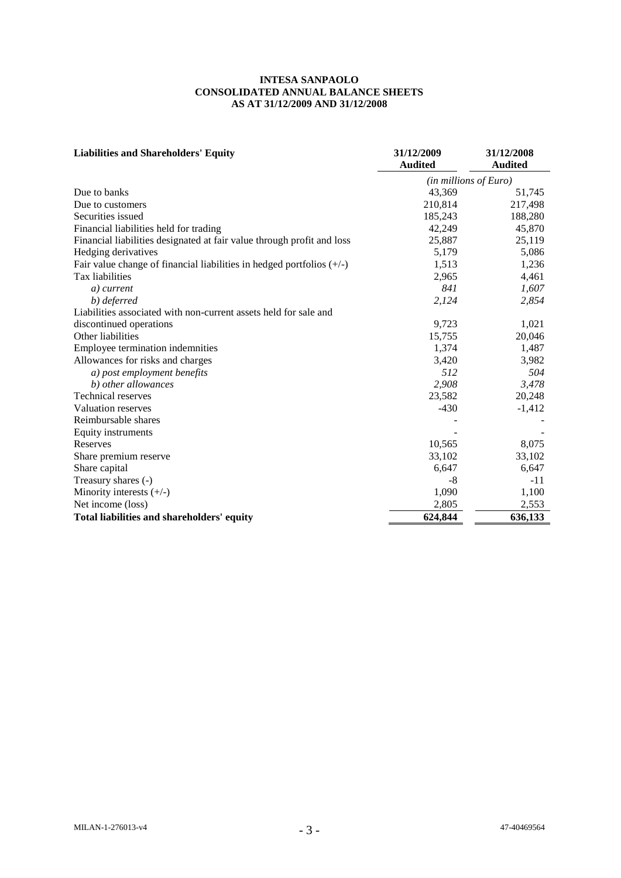**INTESA SANPAOLO**
**CONSOLIDATED ANNUAL BALANCE SHEETS**
**AS AT 31/12/2009 AND 31/12/2008**

| **Liabilities and Shareholders' Equity** | **31/12/2009 Audited** | **31/12/2008 Audited** |
|---|---|---|
| | *(in millions of Euro)* | |
| Due to banks | 43,369 | 51,745 |
| Due to customers | 210,814 | 217,498 |
| Securities issued | 185,243 | 188,280 |
| Financial liabilities held for trading | 42,249 | 45,870 |
| Financial liabilities designated at fair value through profit and loss | 25,887 | 25,119 |
| Hedging derivatives | 5,179 | 5,086 |
| Fair value change of financial liabilities in hedged portfolios (+/-) | 1,513 | 1,236 |
| Tax liabilities | 2,965 | 4,461 |
| *a) current* | *841* | *1,607* |
| *b) deferred* | *2,124* | *2,854* |
| Liabilities associated with non-current assets held for sale and discontinued operations | 9,723 | 1,021 |
| Other liabilities | 15,755 | 20,046 |
| Employee termination indemnities | 1,374 | 1,487 |
| Allowances for risks and charges | 3,420 | 3,982 |
| *a) post employment benefits* | *512* | *504* |
| *b) other allowances* | *2,908* | *3,478* |
| Technical reserves | 23,582 | 20,248 |
| Valuation reserves | -430 | -1,412 |
| Reimbursable shares | - | - |
| Equity instruments | - | - |
| Reserves | 10,565 | 8,075 |
| Share premium reserve | 33,102 | 33,102 |
| Share capital | 6,647 | 6,647 |
| Treasury shares (-) | -8 | -11 |
| Minority interests (+/-) | 1,090 | 1,100 |
| Net income (loss) | 2,805 | 2,553 |
| **Total liabilities and shareholders' equity** | **624,844** | **636,133** |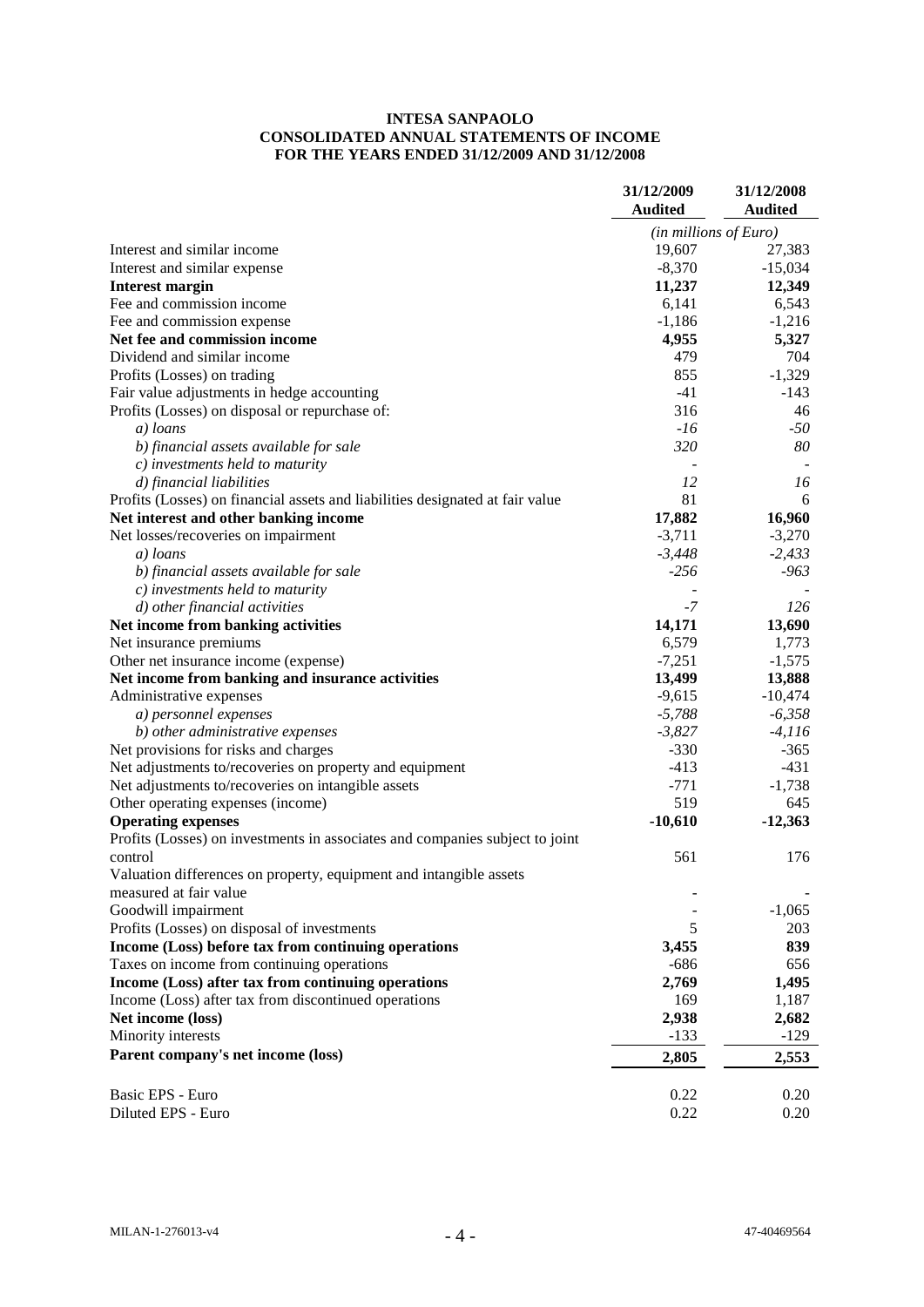**INTESA SANPAOLO**
**CONSOLIDATED ANNUAL STATEMENTS OF INCOME**
**FOR THE YEARS ENDED 31/12/2009 AND 31/12/2008**

| | 31/12/2009 Audited | 31/12/2008 Audited |
|---|---|---|
| | *(in millions of Euro)* | |
| Interest and similar income | 19,607 | 27,383 |
| Interest and similar expense | -8,370 | -15,034 |
| **Interest margin** | **11,237** | **12,349** |
| Fee and commission income | 6,141 | 6,543 |
| Fee and commission expense | -1,186 | -1,216 |
| **Net fee and commission income** | **4,955** | **5,327** |
| Dividend and similar income | 479 | 704 |
| Profits (Losses) on trading | 855 | -1,329 |
| Fair value adjustments in hedge accounting | -41 | -143 |
| Profits (Losses) on disposal or repurchase of: | 316 | 46 |
| *a) loans* | *-16* | *-50* |
| *b) financial assets available for sale* | *320* | *80* |
| *c) investments held to maturity* | - | - |
| *d) financial liabilities* | *12* | *16* |
| Profits (Losses) on financial assets and liabilities designated at fair value | 81 | 6 |
| **Net interest and other banking income** | **17,882** | **16,960** |
| Net losses/recoveries on impairment | -3,711 | -3,270 |
| *a) loans* | *-3,448* | *-2,433* |
| *b) financial assets available for sale* | *-256* | *-963* |
| *c) investments held to maturity* | - | - |
| *d) other financial activities* | *-7* | *126* |
| **Net income from banking activities** | **14,171** | **13,690** |
| Net insurance premiums | 6,579 | 1,773 |
| Other net insurance income (expense) | -7,251 | -1,575 |
| **Net income from banking and insurance activities** | **13,499** | **13,888** |
| Administrative expenses | -9,615 | -10,474 |
| *a) personnel expenses* | *-5,788* | *-6,358* |
| *b) other administrative expenses* | *-3,827* | *-4,116* |
| Net provisions for risks and charges | -330 | -365 |
| Net adjustments to/recoveries on property and equipment | -413 | -431 |
| Net adjustments to/recoveries on intangible assets | -771 | -1,738 |
| Other operating expenses (income) | 519 | 645 |
| **Operating expenses** | **-10,610** | **-12,363** |
| Profits (Losses) on investments in associates and companies subject to joint control | 561 | 176 |
| Valuation differences on property, equipment and intangible assets measured at fair value | - | - |
| Goodwill impairment | - | -1,065 |
| Profits (Losses) on disposal of investments | 5 | 203 |
| **Income (Loss) before tax from continuing operations** | **3,455** | **839** |
| Taxes on income from continuing operations | -686 | 656 |
| **Income (Loss) after tax from continuing operations** | **2,769** | **1,495** |
| Income (Loss) after tax from discontinued operations | 169 | 1,187 |
| **Net income (loss)** | **2,938** | **2,682** |
| Minority interests | -133 | -129 |
| **Parent company's net income (loss)** | **2,805** | **2,553** |
| | | |
| Basic EPS - Euro | 0.22 | 0.20 |
| Diluted EPS - Euro | 0.22 | 0.20 |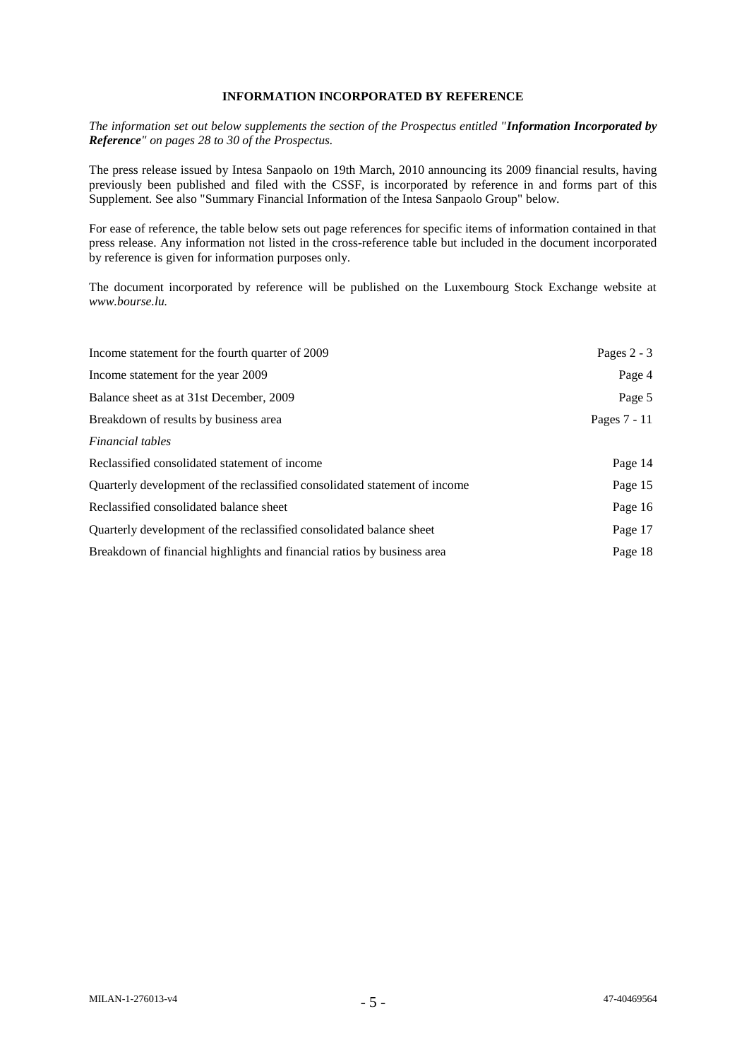## INFORMATION INCORPORATED BY REFERENCE

*The information set out below supplements the section of the Prospectus entitled "**Information Incorporated by Reference**" on pages 28 to 30 of the Prospectus.*

The press release issued by Intesa Sanpaolo on 19th March, 2010 announcing its 2009 financial results, having previously been published and filed with the CSSF, is incorporated by reference in and forms part of this Supplement. See also "Summary Financial Information of the Intesa Sanpaolo Group" below.

For ease of reference, the table below sets out page references for specific items of information contained in that press release. Any information not listed in the cross-reference table but included in the document incorporated by reference is given for information purposes only.

The document incorporated by reference will be published on the Luxembourg Stock Exchange website at *www.bourse.lu.*

| | |
|---|---|
| Income statement for the fourth quarter of 2009 | Pages 2 - 3 |
| Income statement for the year 2009 | Page 4 |
| Balance sheet as at 31st December, 2009 | Page 5 |
| Breakdown of results by business area | Pages 7 - 11 |
| *Financial tables* | |
| Reclassified consolidated statement of income | Page 14 |
| Quarterly development of the reclassified consolidated statement of income | Page 15 |
| Reclassified consolidated balance sheet | Page 16 |
| Quarterly development of the reclassified consolidated balance sheet | Page 17 |
| Breakdown of financial highlights and financial ratios by business area | Page 18 |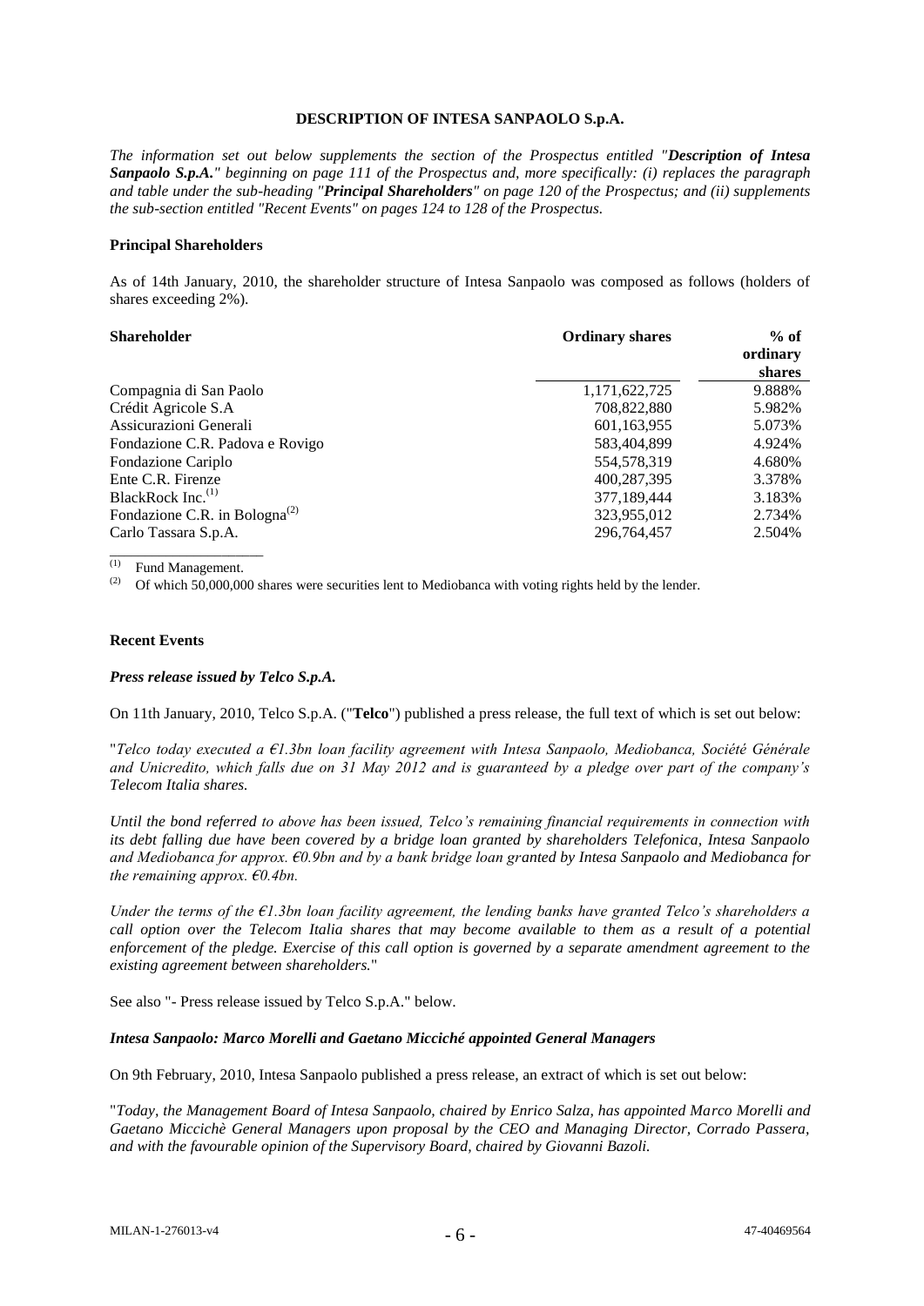## DESCRIPTION OF INTESA SANPAOLO S.p.A.

*The information set out below supplements the section of the Prospectus entitled "**Description of Intesa Sanpaolo S.p.A.**" beginning on page 111 of the Prospectus and, more specifically: (i) replaces the paragraph and table under the sub-heading "**Principal Shareholders**" on page 120 of the Prospectus; and (ii) supplements the sub-section entitled "Recent Events" on pages 124 to 128 of the Prospectus.*

### Principal Shareholders

As of 14th January, 2010, the shareholder structure of Intesa Sanpaolo was composed as follows (holders of shares exceeding 2%).

| Shareholder | Ordinary shares | % of ordinary shares |
|---|---|---|
| Compagnia di San Paolo | 1,171,622,725 | 9.888% |
| Crédit Agricole S.A | 708,822,880 | 5.982% |
| Assicurazioni Generali | 601,163,955 | 5.073% |
| Fondazione C.R. Padova e Rovigo | 583,404,899 | 4.924% |
| Fondazione Cariplo | 554,578,319 | 4.680% |
| Ente C.R. Firenze | 400,287,395 | 3.378% |
| BlackRock Inc.[(1)] | 377,189,444 | 3.183% |
| Fondazione C.R. in Bologna[(2)] | 323,955,012 | 2.734% |
| Carlo Tassara S.p.A. | 296,764,457 | 2.504% |

[(1)] Fund Management.

[(2)] Of which 50,000,000 shares were securities lent to Mediobanca with voting rights held by the lender.

### Recent Events

#### *Press release issued by Telco S.p.A.*

On 11th January, 2010, Telco S.p.A. ("**Telco**") published a press release, the full text of which is set out below:

"*Telco today executed a €1.3bn loan facility agreement with Intesa Sanpaolo, Mediobanca, Société Générale and Unicredito, which falls due on 31 May 2012 and is guaranteed by a pledge over part of the company's Telecom Italia shares.*

*Until the bond referred to above has been issued, Telco's remaining financial requirements in connection with its debt falling due have been covered by a bridge loan granted by shareholders Telefonica, Intesa Sanpaolo and Mediobanca for approx. €0.9bn and by a bank bridge loan granted by Intesa Sanpaolo and Mediobanca for the remaining approx. €0.4bn.*

*Under the terms of the €1.3bn loan facility agreement, the lending banks have granted Telco's shareholders a call option over the Telecom Italia shares that may become available to them as a result of a potential enforcement of the pledge. Exercise of this call option is governed by a separate amendment agreement to the existing agreement between shareholders.*"

See also "- Press release issued by Telco S.p.A." below.

#### *Intesa Sanpaolo: Marco Morelli and Gaetano Micciché appointed General Managers*

On 9th February, 2010, Intesa Sanpaolo published a press release, an extract of which is set out below:

"*Today, the Management Board of Intesa Sanpaolo, chaired by Enrico Salza, has appointed Marco Morelli and Gaetano Micciché General Managers upon proposal by the CEO and Managing Director, Corrado Passera, and with the favourable opinion of the Supervisory Board, chaired by Giovanni Bazoli.*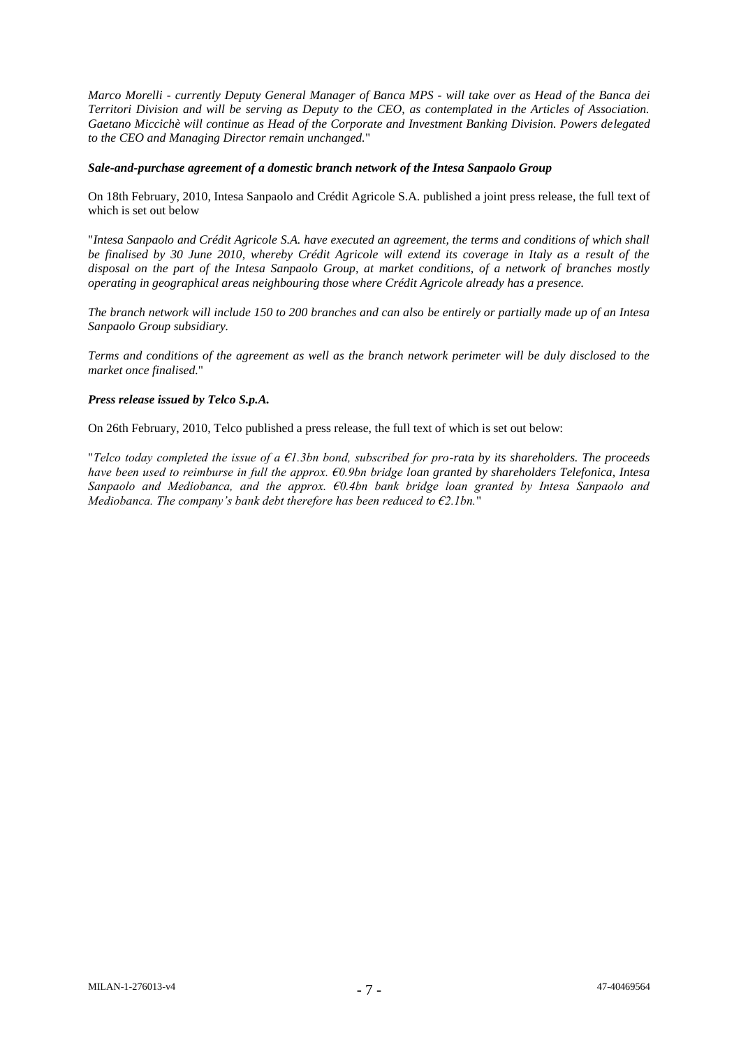*Marco Morelli - currently Deputy General Manager of Banca MPS - will take over as Head of the Banca dei Territori Division and will be serving as Deputy to the CEO, as contemplated in the Articles of Association. Gaetano Miccichè will continue as Head of the Corporate and Investment Banking Division. Powers delegated to the CEO and Managing Director remain unchanged.*"

***Sale-and-purchase agreement of a domestic branch network of the Intesa Sanpaolo Group***

On 18th February, 2010, Intesa Sanpaolo and Crédit Agricole S.A. published a joint press release, the full text of which is set out below

"*Intesa Sanpaolo and Crédit Agricole S.A. have executed an agreement, the terms and conditions of which shall be finalised by 30 June 2010, whereby Crédit Agricole will extend its coverage in Italy as a result of the disposal on the part of the Intesa Sanpaolo Group, at market conditions, of a network of branches mostly operating in geographical areas neighbouring those where Crédit Agricole already has a presence.*

*The branch network will include 150 to 200 branches and can also be entirely or partially made up of an Intesa Sanpaolo Group subsidiary.*

*Terms and conditions of the agreement as well as the branch network perimeter will be duly disclosed to the market once finalised.*"

***Press release issued by Telco S.p.A.***

On 26th February, 2010, Telco published a press release, the full text of which is set out below:

"*Telco today completed the issue of a €1.3bn bond, subscribed for pro-rata by its shareholders. The proceeds have been used to reimburse in full the approx. €0.9bn bridge loan granted by shareholders Telefonica, Intesa Sanpaolo and Mediobanca, and the approx. €0.4bn bank bridge loan granted by Intesa Sanpaolo and Mediobanca. The company's bank debt therefore has been reduced to €2.1bn.*"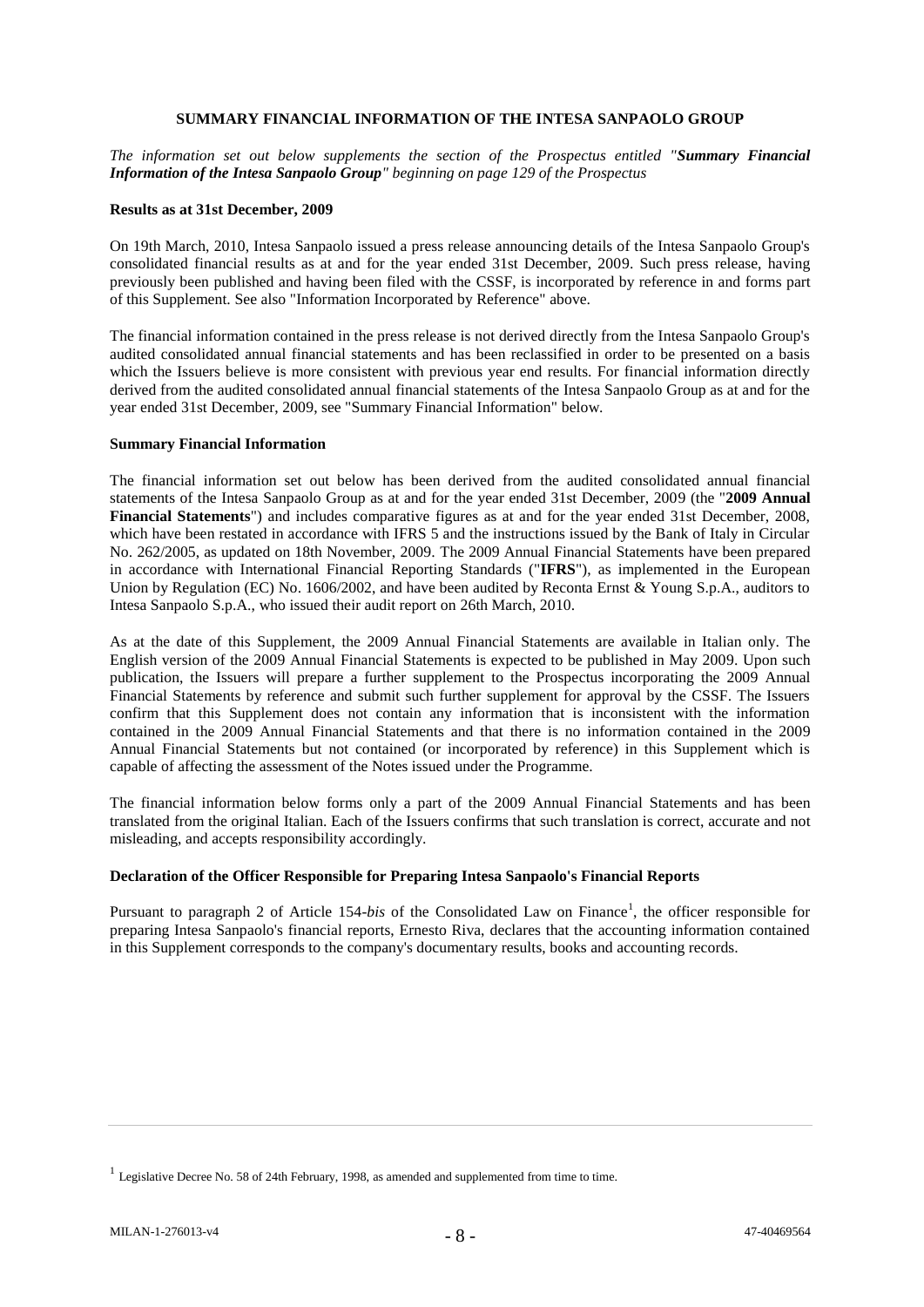## SUMMARY FINANCIAL INFORMATION OF THE INTESA SANPAOLO GROUP

*The information set out below supplements the section of the Prospectus entitled "**Summary Financial Information of the Intesa Sanpaolo Group**" beginning on page 129 of the Prospectus*

### Results as at 31st December, 2009

On 19th March, 2010, Intesa Sanpaolo issued a press release announcing details of the Intesa Sanpaolo Group's consolidated financial results as at and for the year ended 31st December, 2009. Such press release, having previously been published and having been filed with the CSSF, is incorporated by reference in and forms part of this Supplement. See also "Information Incorporated by Reference" above.

The financial information contained in the press release is not derived directly from the Intesa Sanpaolo Group's audited consolidated annual financial statements and has been reclassified in order to be presented on a basis which the Issuers believe is more consistent with previous year end results. For financial information directly derived from the audited consolidated annual financial statements of the Intesa Sanpaolo Group as at and for the year ended 31st December, 2009, see "Summary Financial Information" below.

### Summary Financial Information

The financial information set out below has been derived from the audited consolidated annual financial statements of the Intesa Sanpaolo Group as at and for the year ended 31st December, 2009 (the "**2009 Annual Financial Statements**") and includes comparative figures as at and for the year ended 31st December, 2008, which have been restated in accordance with IFRS 5 and the instructions issued by the Bank of Italy in Circular No. 262/2005, as updated on 18th November, 2009. The 2009 Annual Financial Statements have been prepared in accordance with International Financial Reporting Standards ("**IFRS**"), as implemented in the European Union by Regulation (EC) No. 1606/2002, and have been audited by Reconta Ernst & Young S.p.A., auditors to Intesa Sanpaolo S.p.A., who issued their audit report on 26th March, 2010.

As at the date of this Supplement, the 2009 Annual Financial Statements are available in Italian only. The English version of the 2009 Annual Financial Statements is expected to be published in May 2009. Upon such publication, the Issuers will prepare a further supplement to the Prospectus incorporating the 2009 Annual Financial Statements by reference and submit such further supplement for approval by the CSSF. The Issuers confirm that this Supplement does not contain any information that is inconsistent with the information contained in the 2009 Annual Financial Statements and that there is no information contained in the 2009 Annual Financial Statements but not contained (or incorporated by reference) in this Supplement which is capable of affecting the assessment of the Notes issued under the Programme.

The financial information below forms only a part of the 2009 Annual Financial Statements and has been translated from the original Italian. Each of the Issuers confirms that such translation is correct, accurate and not misleading, and accepts responsibility accordingly.

### Declaration of the Officer Responsible for Preparing Intesa Sanpaolo's Financial Reports

Pursuant to paragraph 2 of Article 154-*bis* of the Consolidated Law on Finance[1], the officer responsible for preparing Intesa Sanpaolo's financial reports, Ernesto Riva, declares that the accounting information contained in this Supplement corresponds to the company's documentary results, books and accounting records.

---

[1] Legislative Decree No. 58 of 24th February, 1998, as amended and supplemented from time to time.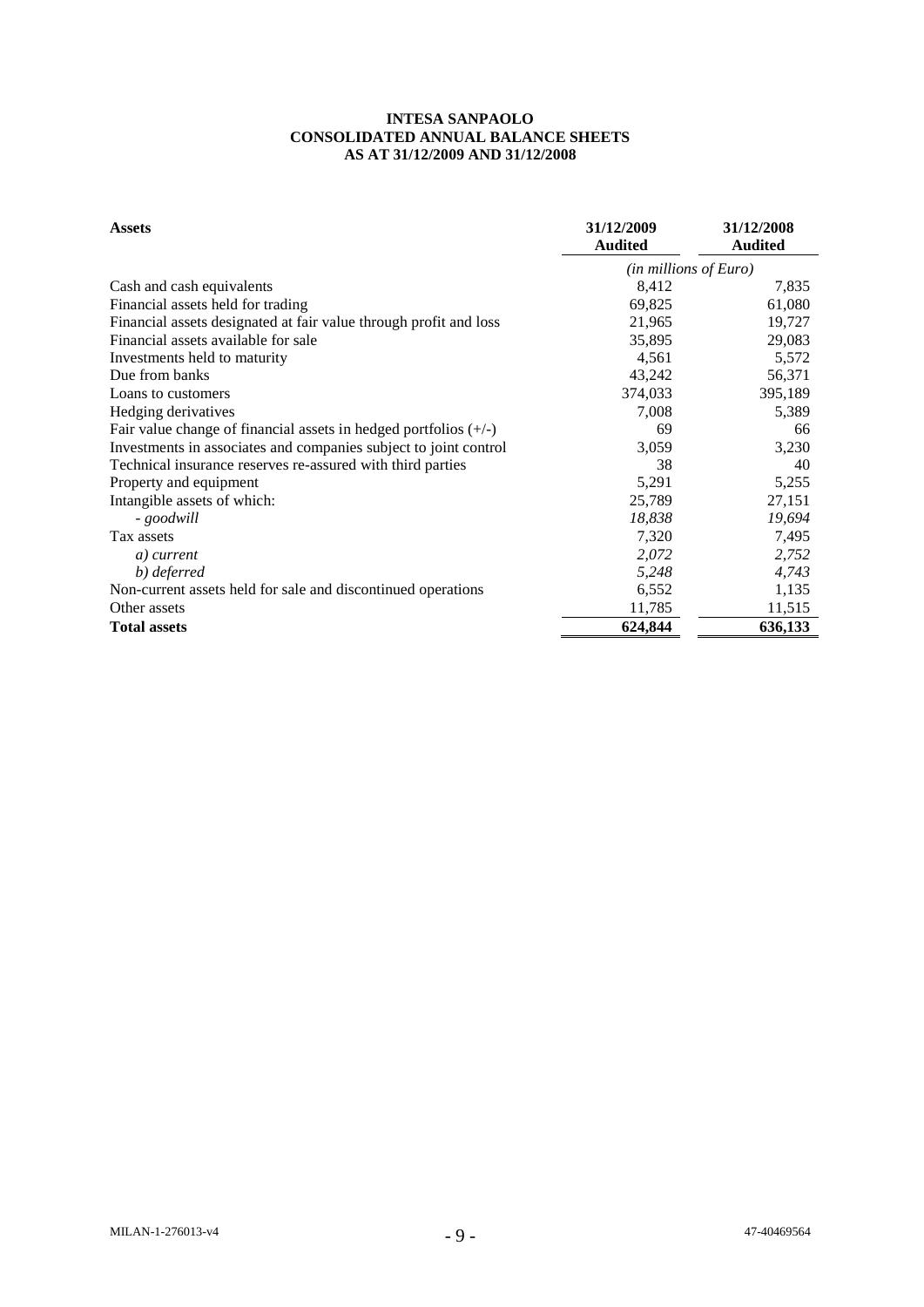**INTESA SANPAOLO**
**CONSOLIDATED ANNUAL BALANCE SHEETS**
**AS AT 31/12/2009 AND 31/12/2008**

| **Assets** | **31/12/2009 Audited** | **31/12/2008 Audited** |
|---|---|---|
| | *(in millions of Euro)* | |
| Cash and cash equivalents | 8,412 | 7,835 |
| Financial assets held for trading | 69,825 | 61,080 |
| Financial assets designated at fair value through profit and loss | 21,965 | 19,727 |
| Financial assets available for sale | 35,895 | 29,083 |
| Investments held to maturity | 4,561 | 5,572 |
| Due from banks | 43,242 | 56,371 |
| Loans to customers | 374,033 | 395,189 |
| Hedging derivatives | 7,008 | 5,389 |
| Fair value change of financial assets in hedged portfolios (+/-) | 69 | 66 |
| Investments in associates and companies subject to joint control | 3,059 | 3,230 |
| Technical insurance reserves re-assured with third parties | 38 | 40 |
| Property and equipment | 5,291 | 5,255 |
| Intangible assets of which: | 25,789 | 27,151 |
| *- goodwill* | *18,838* | *19,694* |
| Tax assets | 7,320 | 7,495 |
| *a) current* | *2,072* | *2,752* |
| *b) deferred* | *5,248* | *4,743* |
| Non-current assets held for sale and discontinued operations | 6,552 | 1,135 |
| Other assets | 11,785 | 11,515 |
| **Total assets** | **624,844** | **636,133** |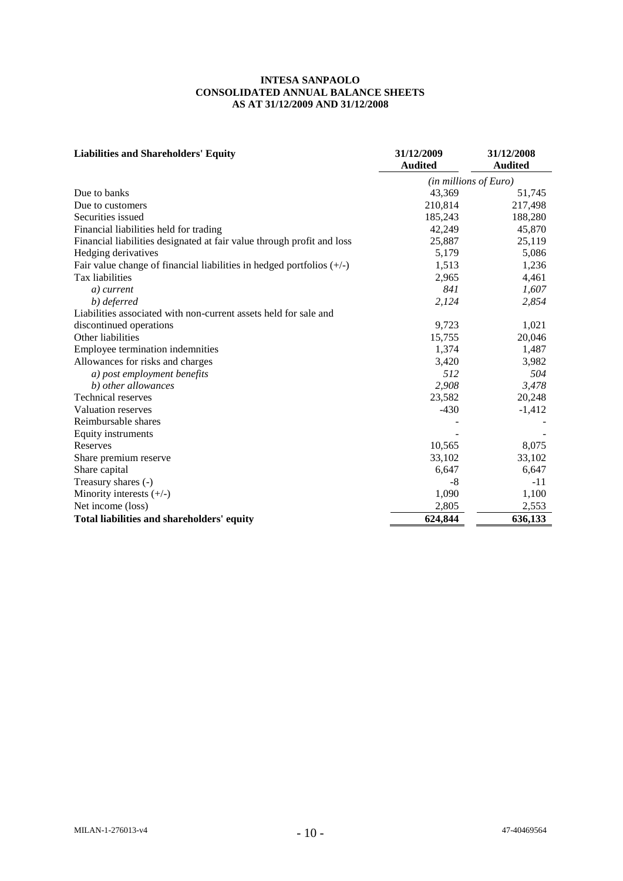**INTESA SANPAOLO**
**CONSOLIDATED ANNUAL BALANCE SHEETS**
**AS AT 31/12/2009 AND 31/12/2008**

| **Liabilities and Shareholders' Equity** | **31/12/2009 Audited** | **31/12/2008 Audited** |
|---|---|---|
| | *(in millions of Euro)* | |
| Due to banks | 43,369 | 51,745 |
| Due to customers | 210,814 | 217,498 |
| Securities issued | 185,243 | 188,280 |
| Financial liabilities held for trading | 42,249 | 45,870 |
| Financial liabilities designated at fair value through profit and loss | 25,887 | 25,119 |
| Hedging derivatives | 5,179 | 5,086 |
| Fair value change of financial liabilities in hedged portfolios (+/-) | 1,513 | 1,236 |
| Tax liabilities | 2,965 | 4,461 |
| *a) current* | *841* | *1,607* |
| *b) deferred* | *2,124* | *2,854* |
| Liabilities associated with non-current assets held for sale and discontinued operations | 9,723 | 1,021 |
| Other liabilities | 15,755 | 20,046 |
| Employee termination indemnities | 1,374 | 1,487 |
| Allowances for risks and charges | 3,420 | 3,982 |
| *a) post employment benefits* | *512* | *504* |
| *b) other allowances* | *2,908* | *3,478* |
| Technical reserves | 23,582 | 20,248 |
| Valuation reserves | -430 | -1,412 |
| Reimbursable shares | - | - |
| Equity instruments | - | - |
| Reserves | 10,565 | 8,075 |
| Share premium reserve | 33,102 | 33,102 |
| Share capital | 6,647 | 6,647 |
| Treasury shares (-) | -8 | -11 |
| Minority interests (+/-) | 1,090 | 1,100 |
| Net income (loss) | 2,805 | 2,553 |
| **Total liabilities and shareholders' equity** | **624,844** | **636,133** |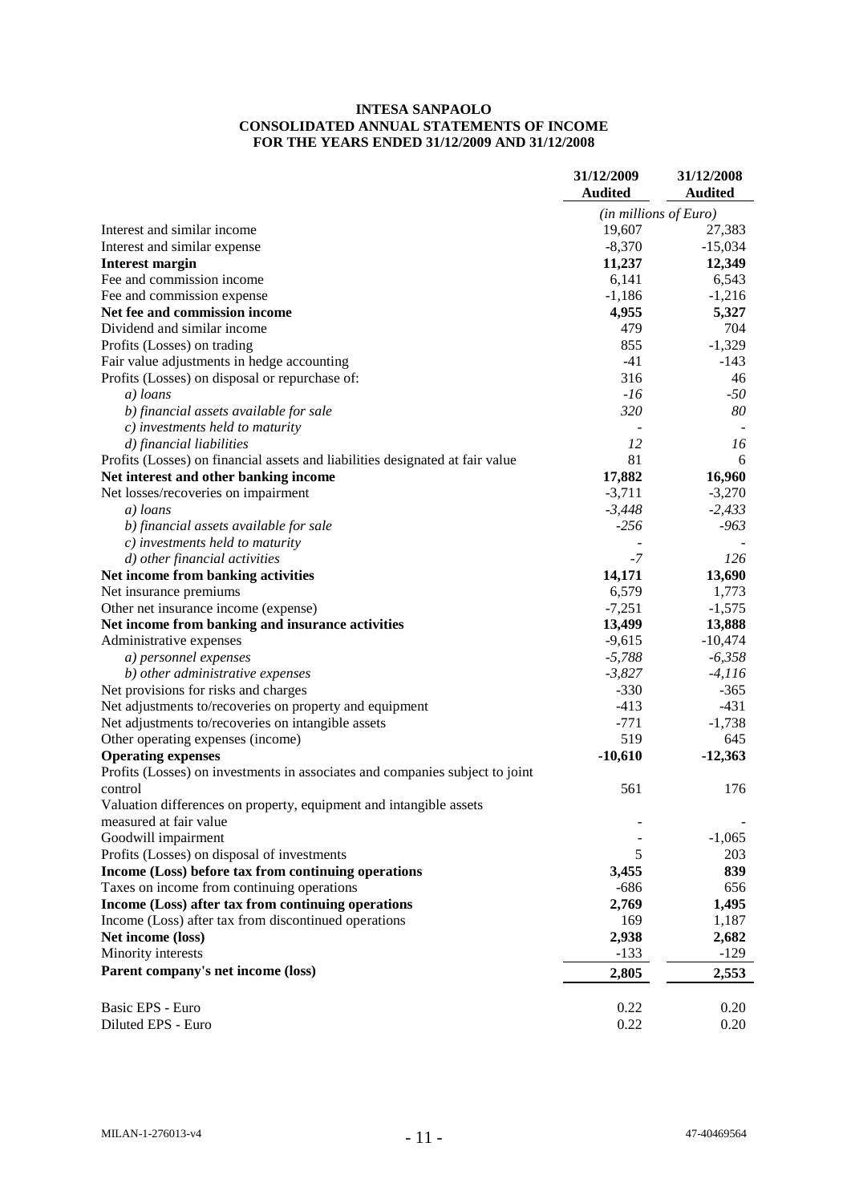**INTESA SANPAOLO**
**CONSOLIDATED ANNUAL STATEMENTS OF INCOME**
**FOR THE YEARS ENDED 31/12/2009 AND 31/12/2008**

| | 31/12/2009 Audited | 31/12/2008 Audited |
|---|---|---|
| | *(in millions of Euro)* | |
| Interest and similar income | 19,607 | 27,383 |
| Interest and similar expense | -8,370 | -15,034 |
| **Interest margin** | **11,237** | **12,349** |
| Fee and commission income | 6,141 | 6,543 |
| Fee and commission expense | -1,186 | -1,216 |
| **Net fee and commission income** | **4,955** | **5,327** |
| Dividend and similar income | 479 | 704 |
| Profits (Losses) on trading | 855 | -1,329 |
| Fair value adjustments in hedge accounting | -41 | -143 |
| Profits (Losses) on disposal or repurchase of: | 316 | 46 |
| *a) loans* | *-16* | *-50* |
| *b) financial assets available for sale* | *320* | *80* |
| *c) investments held to maturity* | - | - |
| *d) financial liabilities* | *12* | *16* |
| Profits (Losses) on financial assets and liabilities designated at fair value | 81 | 6 |
| **Net interest and other banking income** | **17,882** | **16,960** |
| Net losses/recoveries on impairment | -3,711 | -3,270 |
| *a) loans* | *-3,448* | *-2,433* |
| *b) financial assets available for sale* | *-256* | *-963* |
| *c) investments held to maturity* | - | - |
| *d) other financial activities* | *-7* | *126* |
| **Net income from banking activities** | **14,171** | **13,690** |
| Net insurance premiums | 6,579 | 1,773 |
| Other net insurance income (expense) | -7,251 | -1,575 |
| **Net income from banking and insurance activities** | **13,499** | **13,888** |
| Administrative expenses | -9,615 | -10,474 |
| *a) personnel expenses* | *-5,788* | *-6,358* |
| *b) other administrative expenses* | *-3,827* | *-4,116* |
| Net provisions for risks and charges | -330 | -365 |
| Net adjustments to/recoveries on property and equipment | -413 | -431 |
| Net adjustments to/recoveries on intangible assets | -771 | -1,738 |
| Other operating expenses (income) | 519 | 645 |
| **Operating expenses** | **-10,610** | **-12,363** |
| Profits (Losses) on investments in associates and companies subject to joint control | 561 | 176 |
| Valuation differences on property, equipment and intangible assets measured at fair value | - | - |
| Goodwill impairment | - | -1,065 |
| Profits (Losses) on disposal of investments | 5 | 203 |
| **Income (Loss) before tax from continuing operations** | **3,455** | **839** |
| Taxes on income from continuing operations | -686 | 656 |
| **Income (Loss) after tax from continuing operations** | **2,769** | **1,495** |
| Income (Loss) after tax from discontinued operations | 169 | 1,187 |
| **Net income (loss)** | **2,938** | **2,682** |
| Minority interests | -133 | -129 |
| **Parent company's net income (loss)** | **2,805** | **2,553** |
| | | |
| Basic EPS - Euro | 0.22 | 0.20 |
| Diluted EPS - Euro | 0.22 | 0.20 |